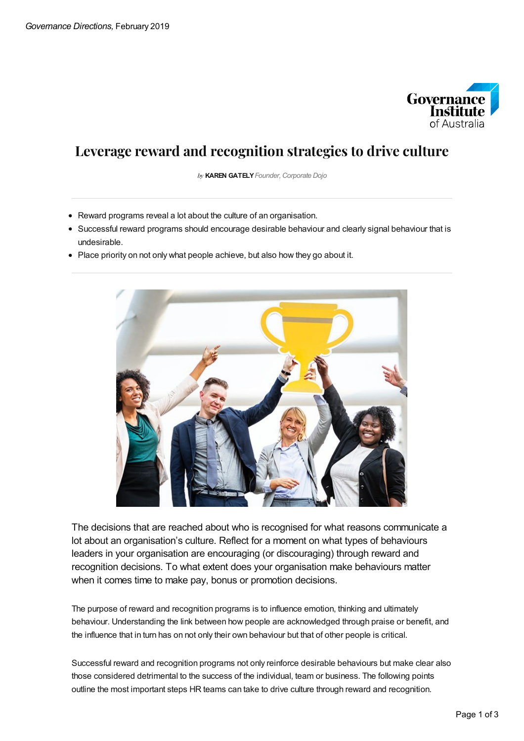# Leverage reward and recognition strategies to drive culture

*by* **KAREN GATELY** *Founder, Corporate Dojo*

- Reward programs reveal a lot about the culture of an organisation.
- Successful reward programs should encourage desirable behaviour and clearly signal behaviour that is undesirable.
- Place priority on not only what people achieve, but also how they go about it.

The decisions that are reached about who is recognised for what reasons communicate a lot about an organisation's culture. Reflect for a moment on what types of behaviours leaders in your organisation are encouraging (or discouraging) through reward and recognition decisions. To what extent does your organisation make behaviours matter when it comes time to make pay, bonus or promotion decisions.

The purpose of reward and recognition programs is to influence emotion, thinking and ultimately behaviour. Understanding the link between how people are acknowledged through praise or benefit, and the influence that in turn has on not only their own behaviour but that of other people is critical.

Successful reward and recognition programs not only reinforce desirable behaviours but make clear also those considered detrimental to the success of the individual, team or business. The following points outline the most important steps HR teams can take to drive culture through reward and recognition.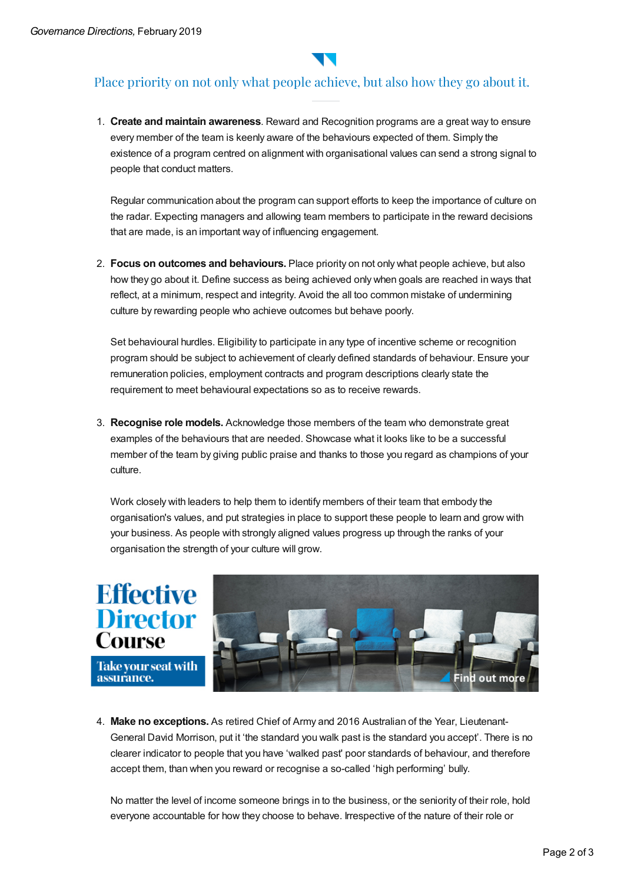Place priority on not only what people achieve, but also how they go about it.

1. **Create and maintain awareness**. Reward and Recognition programs are a great way to ensure every member of the team is keenly aware of the behaviours expected of them. Simply the existence of a program centred on alignment with organisational values can send a strong signal to people that conduct matters.

   Regular communication about the program can support efforts to keep the importance of culture on the radar. Expecting managers and allowing team members to participate in the reward decisions that are made, is an important way of influencing engagement.

2. **Focus on outcomes and behaviours.** Place priority on not only what people achieve, but also how they go about it. Define success as being achieved only when goals are reached in ways that reflect, at a minimum, respect and integrity. Avoid the all too common mistake of undermining culture by rewarding people who achieve outcomes but behave poorly.

   Set behavioural hurdles. Eligibility to participate in any type of incentive scheme or recognition program should be subject to achievement of clearly defined standards of behaviour. Ensure your remuneration policies, employment contracts and program descriptions clearly state the requirement to meet behavioural expectations so as to receive rewards.

3. **Recognise role models.** Acknowledge those members of the team who demonstrate great examples of the behaviours that are needed. Showcase what it looks like to be a successful member of the team by giving public praise and thanks to those you regard as champions of your culture.

   Work closely with leaders to help them to identify members of their team that embody the organisation's values, and put strategies in place to support these people to learn and grow with your business. As people with strongly aligned values progress up through the ranks of your organisation the strength of your culture will grow.

Effective Director Course
Take your seat with assurance.
Find out more

4. **Make no exceptions.** As retired Chief of Army and 2016 Australian of the Year, Lieutenant-General David Morrison, put it 'the standard you walk past is the standard you accept'. There is no clearer indicator to people that you have 'walked past' poor standards of behaviour, and therefore accept them, than when you reward or recognise a so-called 'high performing' bully.

   No matter the level of income someone brings in to the business, or the seniority of their role, hold everyone accountable for how they choose to behave. Irrespective of the nature of their role or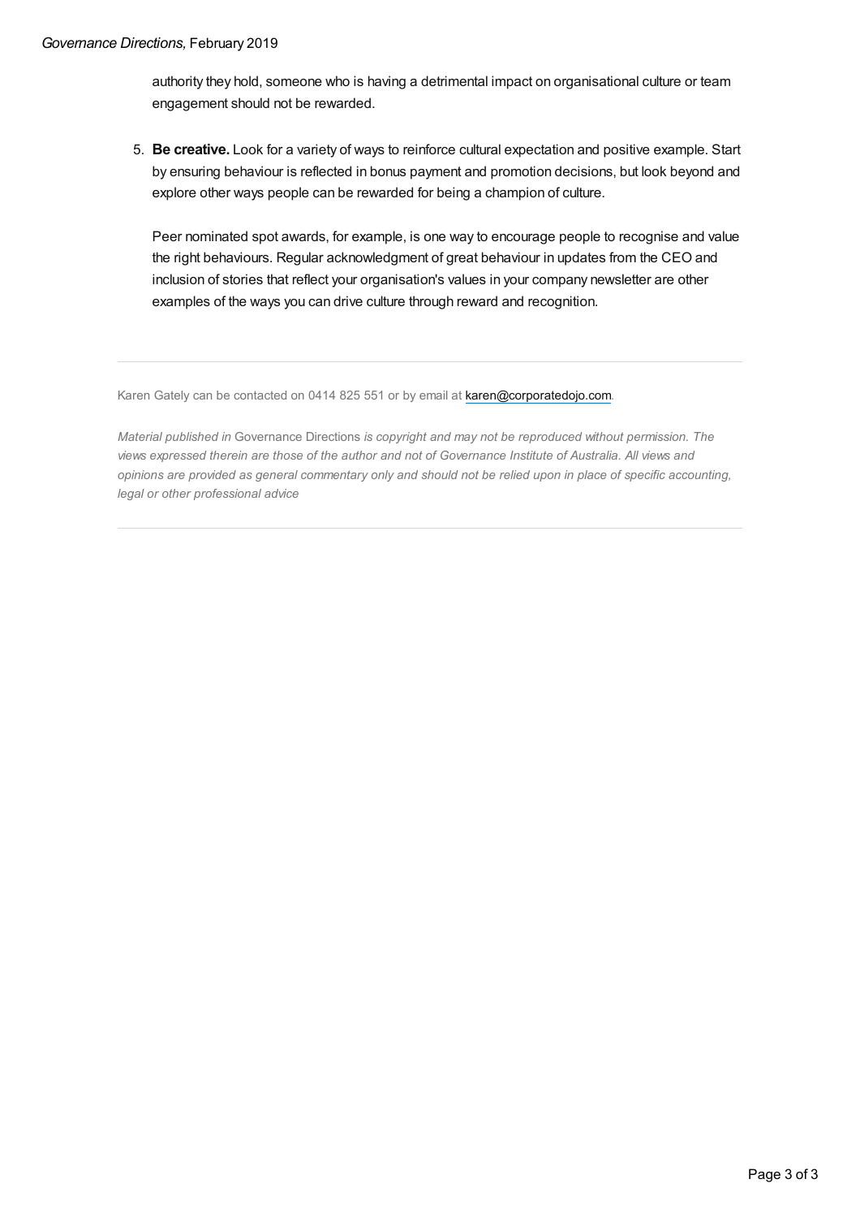authority they hold, someone who is having a detrimental impact on organisational culture or team engagement should not be rewarded.

5. **Be creative.** Look for a variety of ways to reinforce cultural expectation and positive example. Start by ensuring behaviour is reflected in bonus payment and promotion decisions, but look beyond and explore other ways people can be rewarded for being a champion of culture.

   Peer nominated spot awards, for example, is one way to encourage people to recognise and value the right behaviours. Regular acknowledgment of great behaviour in updates from the CEO and inclusion of stories that reflect your organisation's values in your company newsletter are other examples of the ways you can drive culture through reward and recognition.

---

Karen Gately can be contacted on 0414 825 551 or by email at karen@corporatedojo.com.

*Material published in* Governance Directions *is copyright and may not be reproduced without permission. The views expressed therein are those of the author and not of Governance Institute of Australia. All views and opinions are provided as general commentary only and should not be relied upon in place of specific accounting, legal or other professional advice*

---